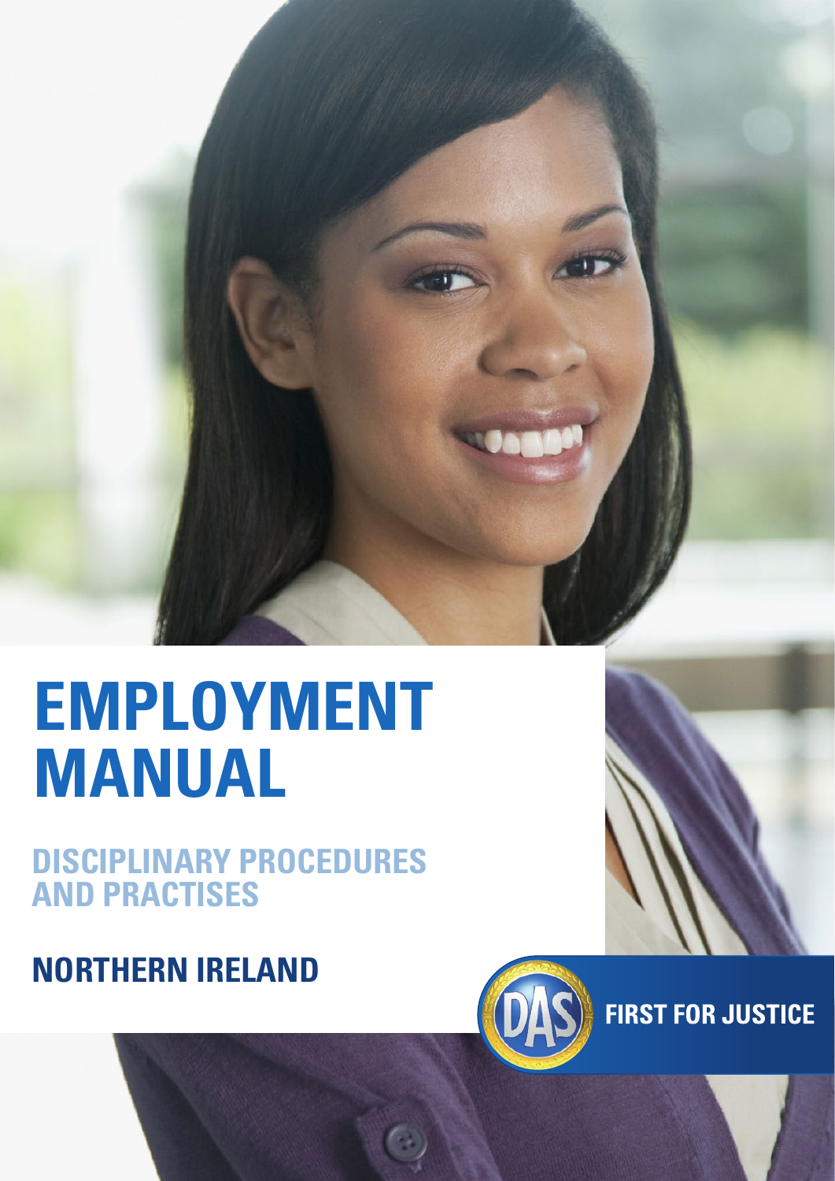# EMPLOYMENT MANUAL

## DISCIPLINARY PROCEDURES AND PRACTISES

## NORTHERN IRELAND

FIRST FOR JUSTICE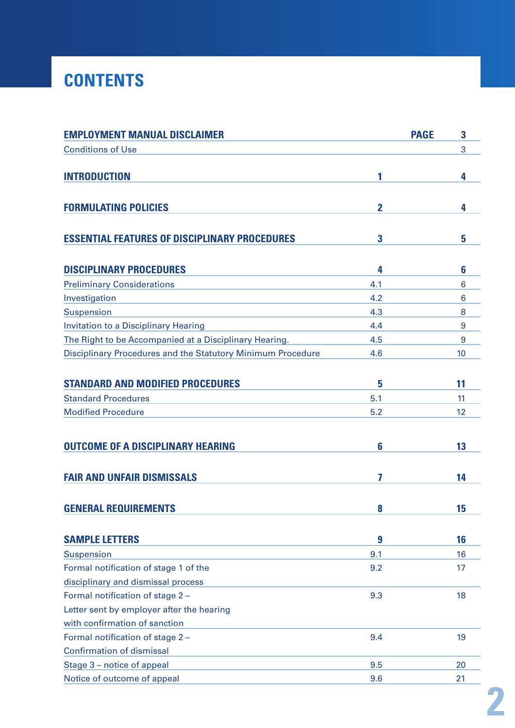# CONTENTS

| | | |
|---|---|---|
| **EMPLOYMENT MANUAL DISCLAIMER** | **PAGE** | **3** |
| Conditions of Use | | 3 |
| **INTRODUCTION** | **1** | **4** |
| **FORMULATING POLICIES** | **2** | **4** |
| **ESSENTIAL FEATURES OF DISCIPLINARY PROCEDURES** | **3** | **5** |
| **DISCIPLINARY PROCEDURES** | **4** | **6** |
| Preliminary Considerations | 4.1 | 6 |
| Investigation | 4.2 | 6 |
| Suspension | 4.3 | 8 |
| Invitation to a Disciplinary Hearing | 4.4 | 9 |
| The Right to be Accompanied at a Disciplinary Hearing. | 4.5 | 9 |
| Disciplinary Procedures and the Statutory Minimum Procedure | 4.6 | 10 |
| **STANDARD AND MODIFIED PROCEDURES** | **5** | **11** |
| Standard Procedures | 5.1 | 11 |
| Modified Procedure | 5.2 | 12 |
| **OUTCOME OF A DISCIPLINARY HEARING** | **6** | **13** |
| **FAIR AND UNFAIR DISMISSALS** | **7** | **14** |
| **GENERAL REQUIREMENTS** | **8** | **15** |
| **SAMPLE LETTERS** | **9** | **16** |
| Suspension | 9.1 | 16 |
| Formal notification of stage 1 of the disciplinary and dismissal process | 9.2 | 17 |
| Formal notification of stage 2 – Letter sent by employer after the hearing with confirmation of sanction | 9.3 | 18 |
| Formal notification of stage 2 – Confirmation of dismissal | 9.4 | 19 |
| Stage 3 – notice of appeal | 9.5 | 20 |
| Notice of outcome of appeal | 9.6 | 21 |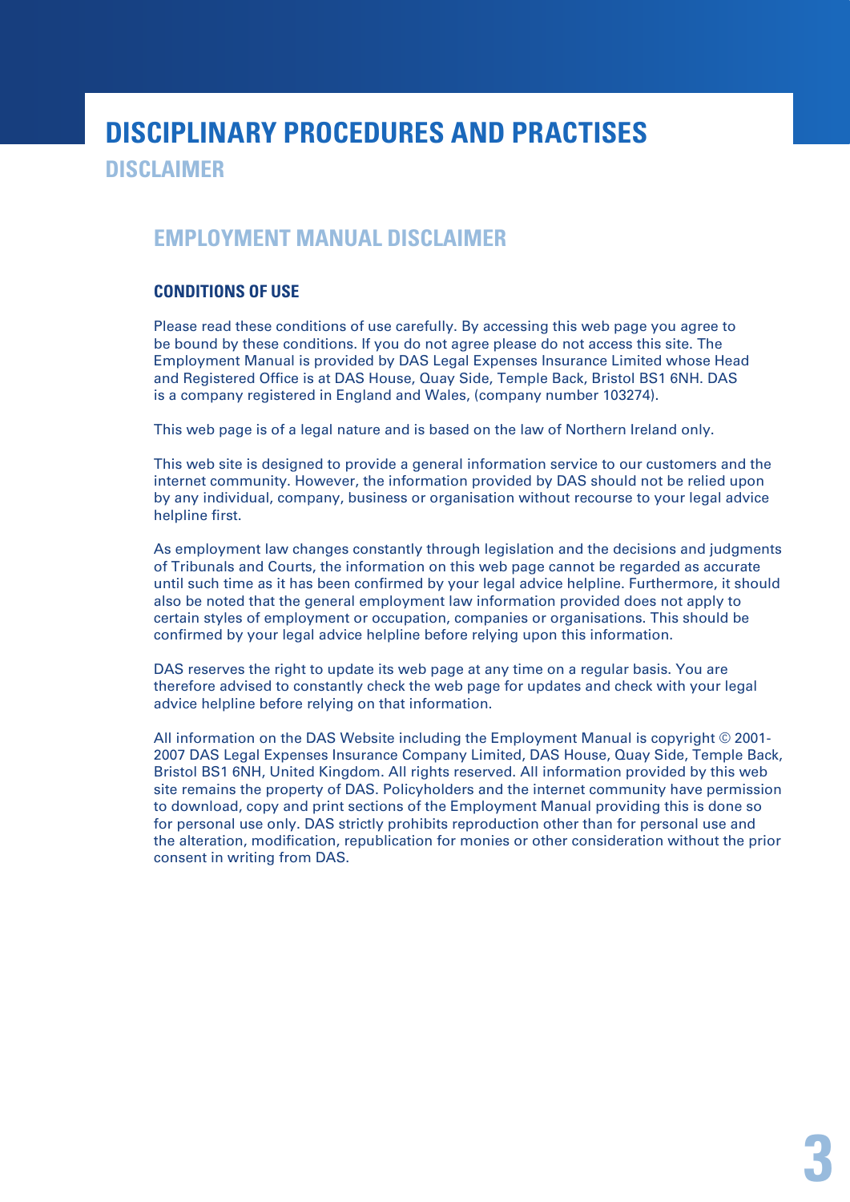# DISCIPLINARY PROCEDURES AND PRACTISES

## DISCLAIMER

### EMPLOYMENT MANUAL DISCLAIMER

#### CONDITIONS OF USE

Please read these conditions of use carefully. By accessing this web page you agree to be bound by these conditions. If you do not agree please do not access this site. The Employment Manual is provided by DAS Legal Expenses Insurance Limited whose Head and Registered Office is at DAS House, Quay Side, Temple Back, Bristol BS1 6NH. DAS is a company registered in England and Wales, (company number 103274).

This web page is of a legal nature and is based on the law of Northern Ireland only.

This web site is designed to provide a general information service to our customers and the internet community. However, the information provided by DAS should not be relied upon by any individual, company, business or organisation without recourse to your legal advice helpline first.

As employment law changes constantly through legislation and the decisions and judgments of Tribunals and Courts, the information on this web page cannot be regarded as accurate until such time as it has been confirmed by your legal advice helpline. Furthermore, it should also be noted that the general employment law information provided does not apply to certain styles of employment or occupation, companies or organisations. This should be confirmed by your legal advice helpline before relying upon this information.

DAS reserves the right to update its web page at any time on a regular basis. You are therefore advised to constantly check the web page for updates and check with your legal advice helpline before relying on that information.

All information on the DAS Website including the Employment Manual is copyright © 2001-2007 DAS Legal Expenses Insurance Company Limited, DAS House, Quay Side, Temple Back, Bristol BS1 6NH, United Kingdom. All rights reserved. All information provided by this web site remains the property of DAS. Policyholders and the internet community have permission to download, copy and print sections of the Employment Manual providing this is done so for personal use only. DAS strictly prohibits reproduction other than for personal use and the alteration, modification, republication for monies or other consideration without the prior consent in writing from DAS.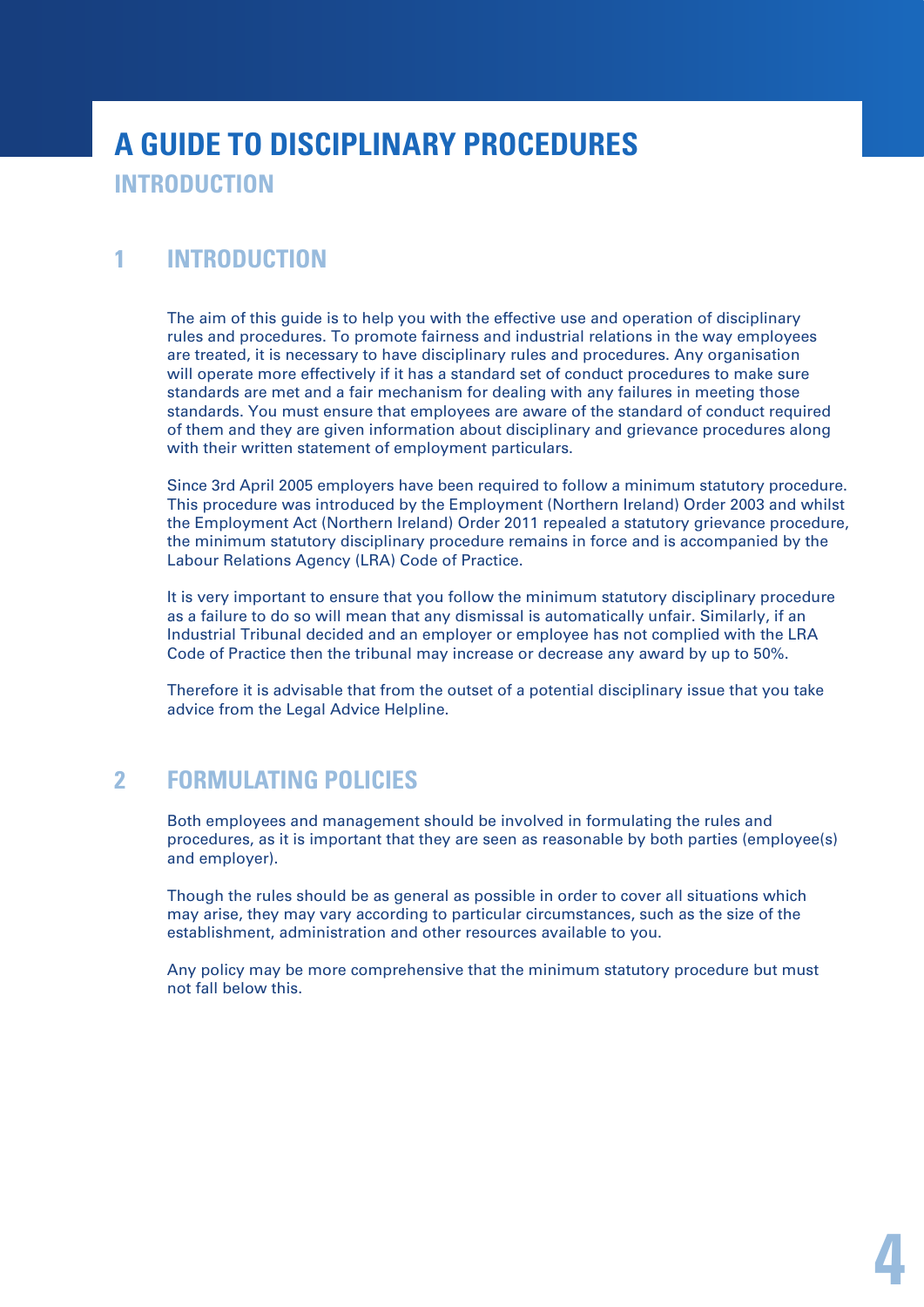# A GUIDE TO DISCIPLINARY PROCEDURES

## INTRODUCTION

## 1 INTRODUCTION

The aim of this guide is to help you with the effective use and operation of disciplinary rules and procedures. To promote fairness and industrial relations in the way employees are treated, it is necessary to have disciplinary rules and procedures. Any organisation will operate more effectively if it has a standard set of conduct procedures to make sure standards are met and a fair mechanism for dealing with any failures in meeting those standards. You must ensure that employees are aware of the standard of conduct required of them and they are given information about disciplinary and grievance procedures along with their written statement of employment particulars.

Since 3rd April 2005 employers have been required to follow a minimum statutory procedure. This procedure was introduced by the Employment (Northern Ireland) Order 2003 and whilst the Employment Act (Northern Ireland) Order 2011 repealed a statutory grievance procedure, the minimum statutory disciplinary procedure remains in force and is accompanied by the Labour Relations Agency (LRA) Code of Practice.

It is very important to ensure that you follow the minimum statutory disciplinary procedure as a failure to do so will mean that any dismissal is automatically unfair. Similarly, if an Industrial Tribunal decided and an employer or employee has not complied with the LRA Code of Practice then the tribunal may increase or decrease any award by up to 50%.

Therefore it is advisable that from the outset of a potential disciplinary issue that you take advice from the Legal Advice Helpline.

## 2 FORMULATING POLICIES

Both employees and management should be involved in formulating the rules and procedures, as it is important that they are seen as reasonable by both parties (employee(s) and employer).

Though the rules should be as general as possible in order to cover all situations which may arise, they may vary according to particular circumstances, such as the size of the establishment, administration and other resources available to you.

Any policy may be more comprehensive that the minimum statutory procedure but must not fall below this.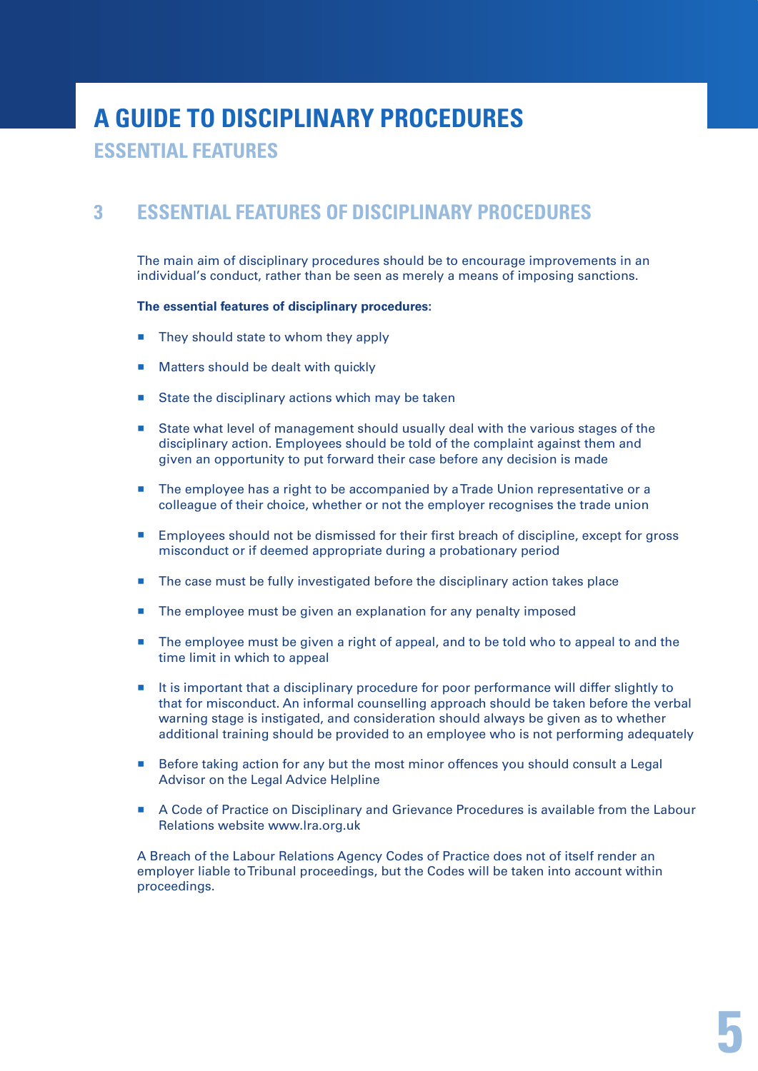# A GUIDE TO DISCIPLINARY PROCEDURES

## ESSENTIAL FEATURES

## 3 ESSENTIAL FEATURES OF DISCIPLINARY PROCEDURES

The main aim of disciplinary procedures should be to encourage improvements in an individual's conduct, rather than be seen as merely a means of imposing sanctions.

**The essential features of disciplinary procedures:**

- They should state to whom they apply
- Matters should be dealt with quickly
- State the disciplinary actions which may be taken
- State what level of management should usually deal with the various stages of the disciplinary action. Employees should be told of the complaint against them and given an opportunity to put forward their case before any decision is made
- The employee has a right to be accompanied by a Trade Union representative or a colleague of their choice, whether or not the employer recognises the trade union
- Employees should not be dismissed for their first breach of discipline, except for gross misconduct or if deemed appropriate during a probationary period
- The case must be fully investigated before the disciplinary action takes place
- The employee must be given an explanation for any penalty imposed
- The employee must be given a right of appeal, and to be told who to appeal to and the time limit in which to appeal
- It is important that a disciplinary procedure for poor performance will differ slightly to that for misconduct. An informal counselling approach should be taken before the verbal warning stage is instigated, and consideration should always be given as to whether additional training should be provided to an employee who is not performing adequately
- Before taking action for any but the most minor offences you should consult a Legal Advisor on the Legal Advice Helpline
- A Code of Practice on Disciplinary and Grievance Procedures is available from the Labour Relations website www.lra.org.uk

A Breach of the Labour Relations Agency Codes of Practice does not of itself render an employer liable to Tribunal proceedings, but the Codes will be taken into account within proceedings.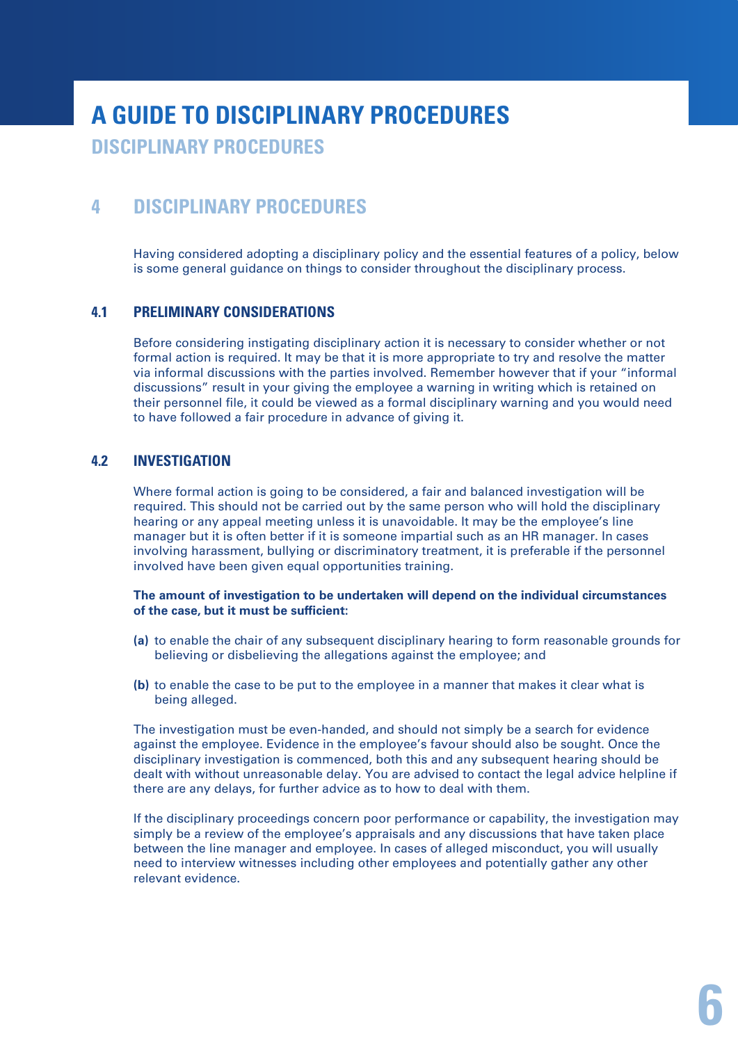# A GUIDE TO DISCIPLINARY PROCEDURES

## DISCIPLINARY PROCEDURES

## 4 DISCIPLINARY PROCEDURES

Having considered adopting a disciplinary policy and the essential features of a policy, below is some general guidance on things to consider throughout the disciplinary process.

### 4.1 PRELIMINARY CONSIDERATIONS

Before considering instigating disciplinary action it is necessary to consider whether or not formal action is required. It may be that it is more appropriate to try and resolve the matter via informal discussions with the parties involved. Remember however that if your "informal discussions" result in your giving the employee a warning in writing which is retained on their personnel file, it could be viewed as a formal disciplinary warning and you would need to have followed a fair procedure in advance of giving it.

### 4.2 INVESTIGATION

Where formal action is going to be considered, a fair and balanced investigation will be required. This should not be carried out by the same person who will hold the disciplinary hearing or any appeal meeting unless it is unavoidable. It may be the employee's line manager but it is often better if it is someone impartial such as an HR manager. In cases involving harassment, bullying or discriminatory treatment, it is preferable if the personnel involved have been given equal opportunities training.

**The amount of investigation to be undertaken will depend on the individual circumstances of the case, but it must be sufficient:**

**(a)** to enable the chair of any subsequent disciplinary hearing to form reasonable grounds for believing or disbelieving the allegations against the employee; and

**(b)** to enable the case to be put to the employee in a manner that makes it clear what is being alleged.

The investigation must be even-handed, and should not simply be a search for evidence against the employee. Evidence in the employee's favour should also be sought. Once the disciplinary investigation is commenced, both this and any subsequent hearing should be dealt with without unreasonable delay. You are advised to contact the legal advice helpline if there are any delays, for further advice as to how to deal with them.

If the disciplinary proceedings concern poor performance or capability, the investigation may simply be a review of the employee's appraisals and any discussions that have taken place between the line manager and employee. In cases of alleged misconduct, you will usually need to interview witnesses including other employees and potentially gather any other relevant evidence.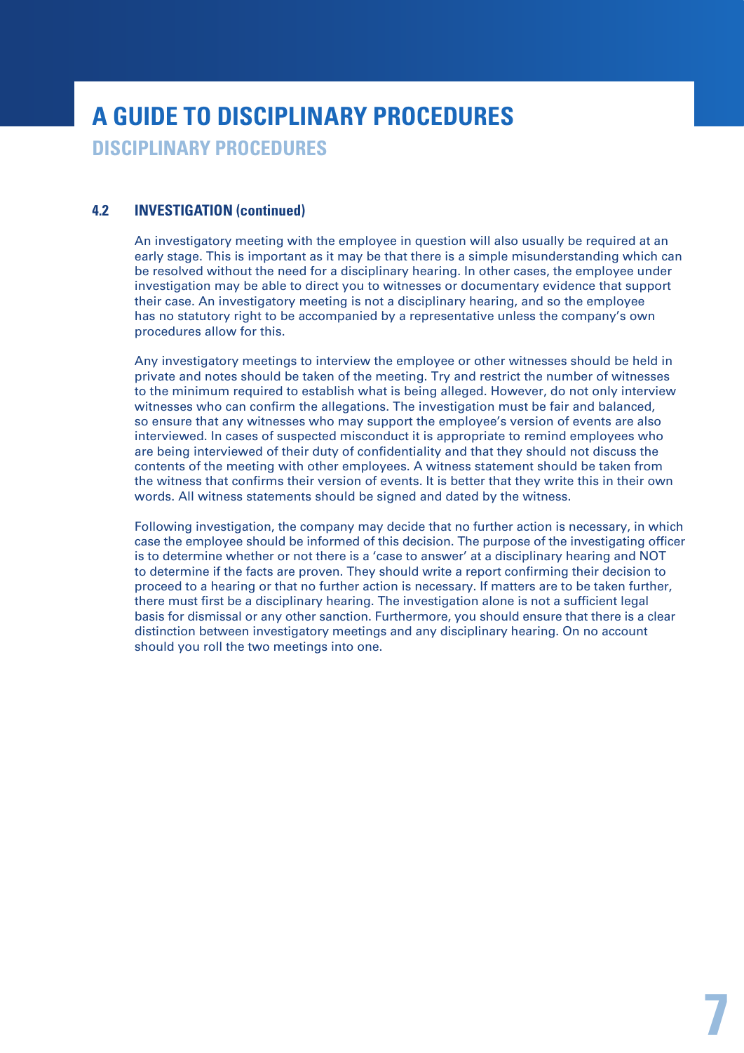# A GUIDE TO DISCIPLINARY PROCEDURES

## DISCIPLINARY PROCEDURES

### 4.2 INVESTIGATION (continued)

An investigatory meeting with the employee in question will also usually be required at an early stage. This is important as it may be that there is a simple misunderstanding which can be resolved without the need for a disciplinary hearing. In other cases, the employee under investigation may be able to direct you to witnesses or documentary evidence that support their case. An investigatory meeting is not a disciplinary hearing, and so the employee has no statutory right to be accompanied by a representative unless the company's own procedures allow for this.

Any investigatory meetings to interview the employee or other witnesses should be held in private and notes should be taken of the meeting. Try and restrict the number of witnesses to the minimum required to establish what is being alleged. However, do not only interview witnesses who can confirm the allegations. The investigation must be fair and balanced, so ensure that any witnesses who may support the employee's version of events are also interviewed. In cases of suspected misconduct it is appropriate to remind employees who are being interviewed of their duty of confidentiality and that they should not discuss the contents of the meeting with other employees. A witness statement should be taken from the witness that confirms their version of events. It is better that they write this in their own words. All witness statements should be signed and dated by the witness.

Following investigation, the company may decide that no further action is necessary, in which case the employee should be informed of this decision. The purpose of the investigating officer is to determine whether or not there is a 'case to answer' at a disciplinary hearing and NOT to determine if the facts are proven. They should write a report confirming their decision to proceed to a hearing or that no further action is necessary. If matters are to be taken further, there must first be a disciplinary hearing. The investigation alone is not a sufficient legal basis for dismissal or any other sanction. Furthermore, you should ensure that there is a clear distinction between investigatory meetings and any disciplinary hearing. On no account should you roll the two meetings into one.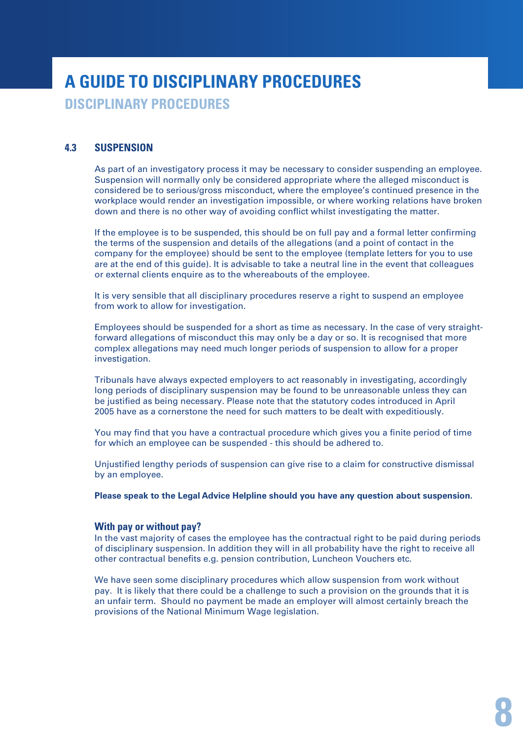# A GUIDE TO DISCIPLINARY PROCEDURES

## DISCIPLINARY PROCEDURES

### 4.3 SUSPENSION

As part of an investigatory process it may be necessary to consider suspending an employee. Suspension will normally only be considered appropriate where the alleged misconduct is considered be to serious/gross misconduct, where the employee's continued presence in the workplace would render an investigation impossible, or where working relations have broken down and there is no other way of avoiding conflict whilst investigating the matter.

If the employee is to be suspended, this should be on full pay and a formal letter confirming the terms of the suspension and details of the allegations (and a point of contact in the company for the employee) should be sent to the employee (template letters for you to use are at the end of this guide). It is advisable to take a neutral line in the event that colleagues or external clients enquire as to the whereabouts of the employee.

It is very sensible that all disciplinary procedures reserve a right to suspend an employee from work to allow for investigation.

Employees should be suspended for a short as time as necessary. In the case of very straight-forward allegations of misconduct this may only be a day or so. It is recognised that more complex allegations may need much longer periods of suspension to allow for a proper investigation.

Tribunals have always expected employers to act reasonably in investigating, accordingly long periods of disciplinary suspension may be found to be unreasonable unless they can be justified as being necessary. Please note that the statutory codes introduced in April 2005 have as a cornerstone the need for such matters to be dealt with expeditiously.

You may find that you have a contractual procedure which gives you a finite period of time for which an employee can be suspended - this should be adhered to.

Unjustified lengthy periods of suspension can give rise to a claim for constructive dismissal by an employee.

**Please speak to the Legal Advice Helpline should you have any question about suspension.**

#### With pay or without pay?

In the vast majority of cases the employee has the contractual right to be paid during periods of disciplinary suspension. In addition they will in all probability have the right to receive all other contractual benefits e.g. pension contribution, Luncheon Vouchers etc.

We have seen some disciplinary procedures which allow suspension from work without pay. It is likely that there could be a challenge to such a provision on the grounds that it is an unfair term. Should no payment be made an employer will almost certainly breach the provisions of the National Minimum Wage legislation.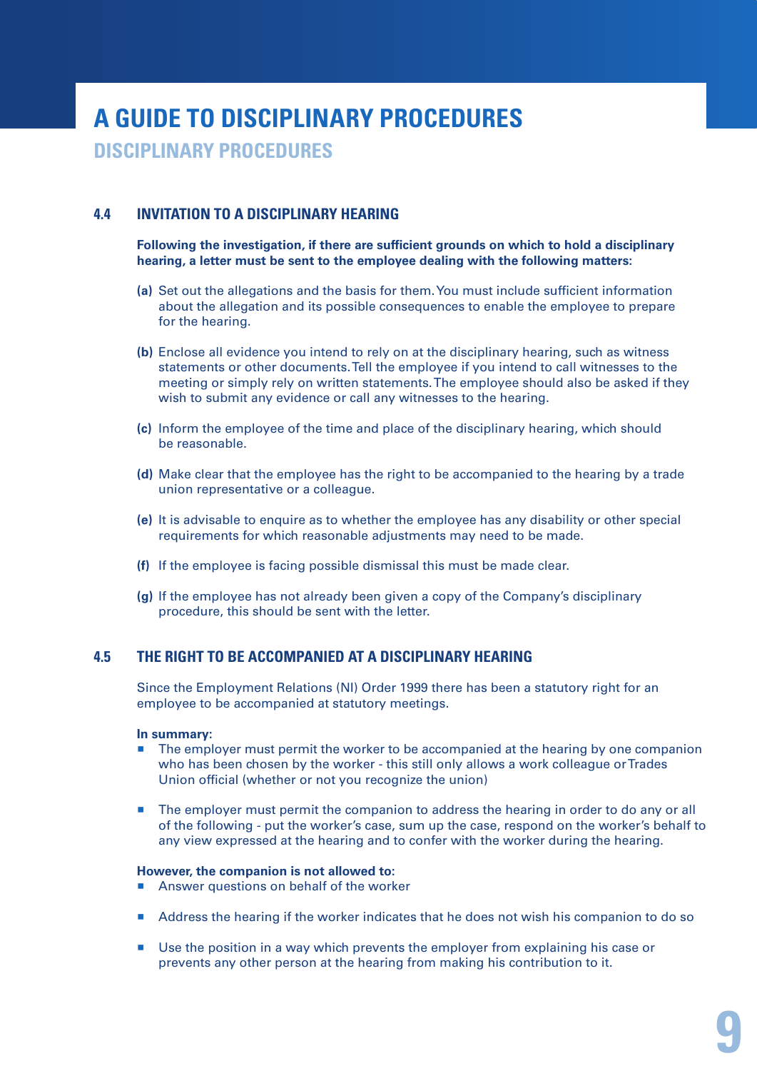# A GUIDE TO DISCIPLINARY PROCEDURES

## DISCIPLINARY PROCEDURES

### 4.4 INVITATION TO A DISCIPLINARY HEARING

**Following the investigation, if there are sufficient grounds on which to hold a disciplinary hearing, a letter must be sent to the employee dealing with the following matters:**

**(a)** Set out the allegations and the basis for them. You must include sufficient information about the allegation and its possible consequences to enable the employee to prepare for the hearing.

**(b)** Enclose all evidence you intend to rely on at the disciplinary hearing, such as witness statements or other documents. Tell the employee if you intend to call witnesses to the meeting or simply rely on written statements. The employee should also be asked if they wish to submit any evidence or call any witnesses to the hearing.

**(c)** Inform the employee of the time and place of the disciplinary hearing, which should be reasonable.

**(d)** Make clear that the employee has the right to be accompanied to the hearing by a trade union representative or a colleague.

**(e)** It is advisable to enquire as to whether the employee has any disability or other special requirements for which reasonable adjustments may need to be made.

**(f)** If the employee is facing possible dismissal this must be made clear.

**(g)** If the employee has not already been given a copy of the Company's disciplinary procedure, this should be sent with the letter.

### 4.5 THE RIGHT TO BE ACCOMPANIED AT A DISCIPLINARY HEARING

Since the Employment Relations (NI) Order 1999 there has been a statutory right for an employee to be accompanied at statutory meetings.

**In summary:**

- The employer must permit the worker to be accompanied at the hearing by one companion who has been chosen by the worker - this still only allows a work colleague or Trades Union official (whether or not you recognize the union)
- The employer must permit the companion to address the hearing in order to do any or all of the following - put the worker's case, sum up the case, respond on the worker's behalf to any view expressed at the hearing and to confer with the worker during the hearing.

**However, the companion is not allowed to:**

- Answer questions on behalf of the worker
- Address the hearing if the worker indicates that he does not wish his companion to do so
- Use the position in a way which prevents the employer from explaining his case or prevents any other person at the hearing from making his contribution to it.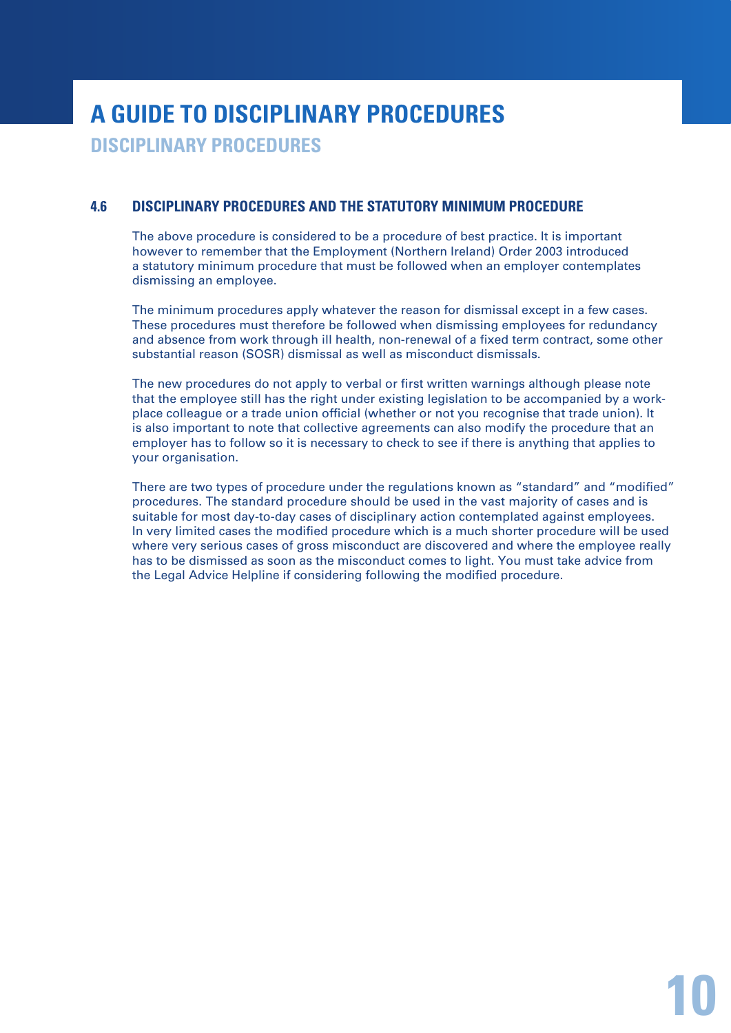# A GUIDE TO DISCIPLINARY PROCEDURES

## DISCIPLINARY PROCEDURES

### 4.6 DISCIPLINARY PROCEDURES AND THE STATUTORY MINIMUM PROCEDURE

The above procedure is considered to be a procedure of best practice. It is important however to remember that the Employment (Northern Ireland) Order 2003 introduced a statutory minimum procedure that must be followed when an employer contemplates dismissing an employee.

The minimum procedures apply whatever the reason for dismissal except in a few cases. These procedures must therefore be followed when dismissing employees for redundancy and absence from work through ill health, non-renewal of a fixed term contract, some other substantial reason (SOSR) dismissal as well as misconduct dismissals.

The new procedures do not apply to verbal or first written warnings although please note that the employee still has the right under existing legislation to be accompanied by a work-place colleague or a trade union official (whether or not you recognise that trade union). It is also important to note that collective agreements can also modify the procedure that an employer has to follow so it is necessary to check to see if there is anything that applies to your organisation.

There are two types of procedure under the regulations known as "standard" and "modified" procedures. The standard procedure should be used in the vast majority of cases and is suitable for most day-to-day cases of disciplinary action contemplated against employees. In very limited cases the modified procedure which is a much shorter procedure will be used where very serious cases of gross misconduct are discovered and where the employee really has to be dismissed as soon as the misconduct comes to light. You must take advice from the Legal Advice Helpline if considering following the modified procedure.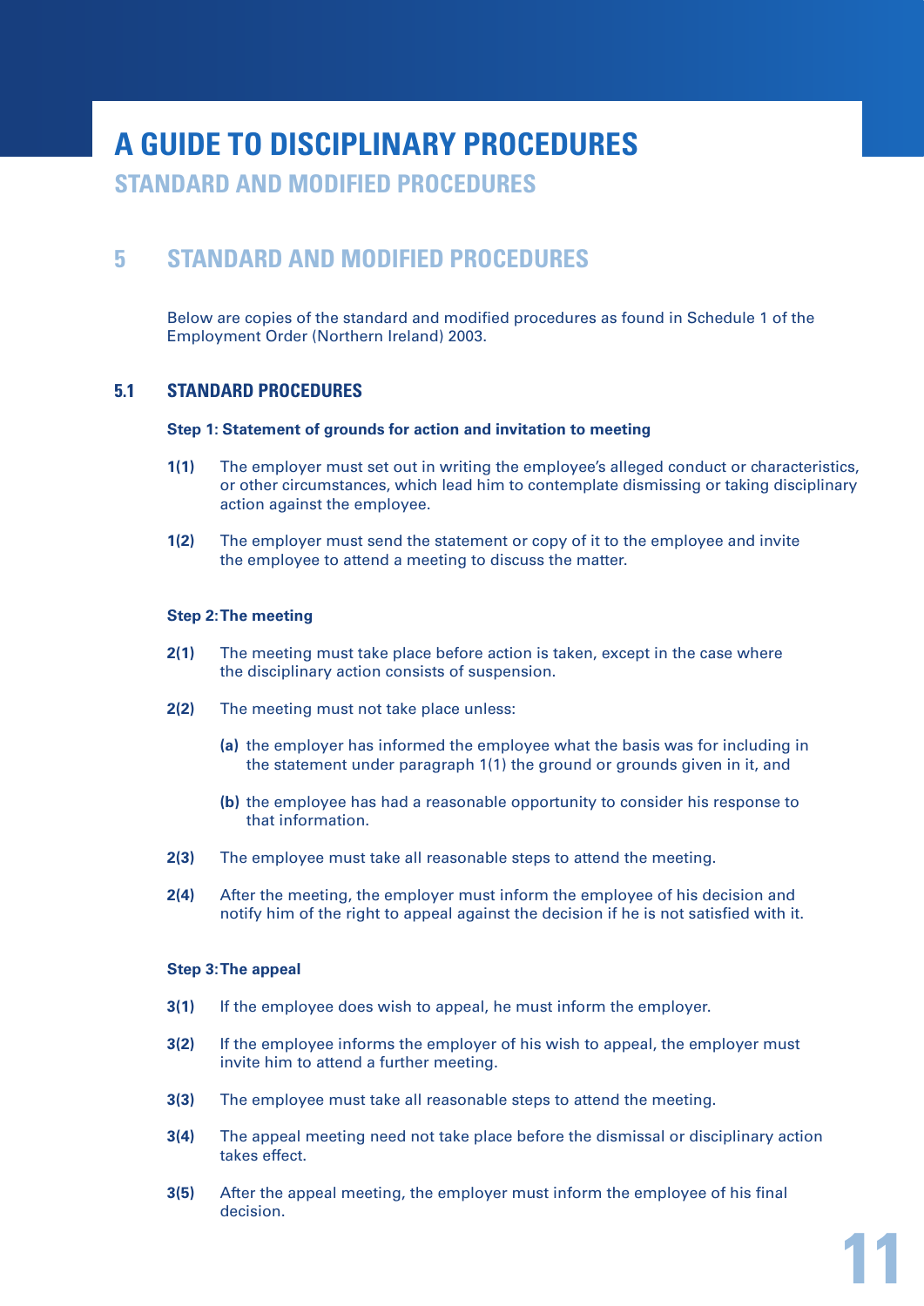# A GUIDE TO DISCIPLINARY PROCEDURES

## STANDARD AND MODIFIED PROCEDURES

## 5 STANDARD AND MODIFIED PROCEDURES

Below are copies of the standard and modified procedures as found in Schedule 1 of the Employment Order (Northern Ireland) 2003.

### 5.1 STANDARD PROCEDURES

**Step 1: Statement of grounds for action and invitation to meeting**

**1(1)** The employer must set out in writing the employee's alleged conduct or characteristics, or other circumstances, which lead him to contemplate dismissing or taking disciplinary action against the employee.

**1(2)** The employer must send the statement or copy of it to the employee and invite the employee to attend a meeting to discuss the matter.

**Step 2: The meeting**

**2(1)** The meeting must take place before action is taken, except in the case where the disciplinary action consists of suspension.

**2(2)** The meeting must not take place unless:

**(a)** the employer has informed the employee what the basis was for including in the statement under paragraph 1(1) the ground or grounds given in it, and

**(b)** the employee has had a reasonable opportunity to consider his response to that information.

**2(3)** The employee must take all reasonable steps to attend the meeting.

**2(4)** After the meeting, the employer must inform the employee of his decision and notify him of the right to appeal against the decision if he is not satisfied with it.

**Step 3: The appeal**

**3(1)** If the employee does wish to appeal, he must inform the employer.

**3(2)** If the employee informs the employer of his wish to appeal, the employer must invite him to attend a further meeting.

**3(3)** The employee must take all reasonable steps to attend the meeting.

**3(4)** The appeal meeting need not take place before the dismissal or disciplinary action takes effect.

**3(5)** After the appeal meeting, the employer must inform the employee of his final decision.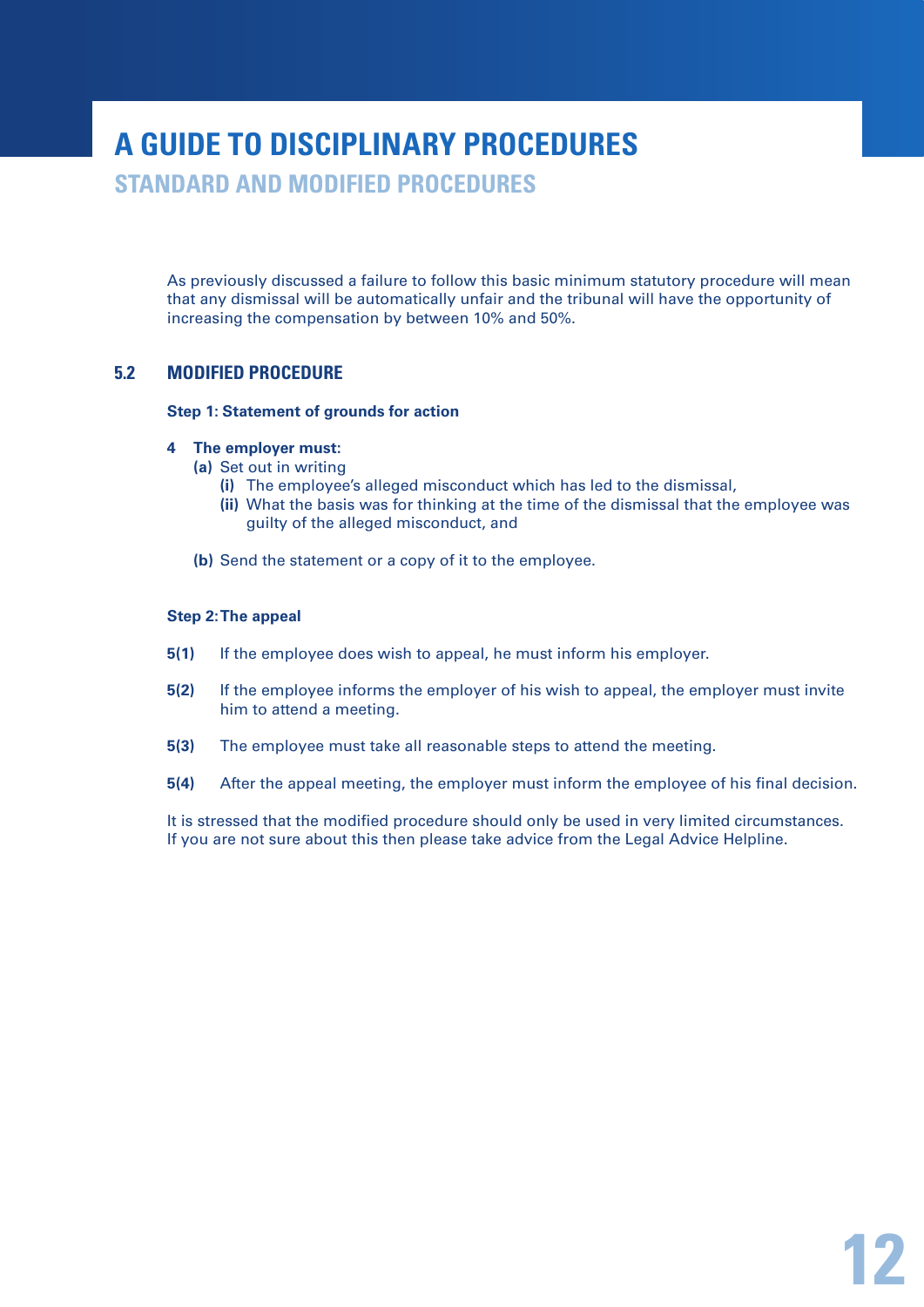# A GUIDE TO DISCIPLINARY PROCEDURES

## STANDARD AND MODIFIED PROCEDURES

As previously discussed a failure to follow this basic minimum statutory procedure will mean that any dismissal will be automatically unfair and the tribunal will have the opportunity of increasing the compensation by between 10% and 50%.

### 5.2 MODIFIED PROCEDURE

**Step 1: Statement of grounds for action**

**4 The employer must:**

- **(a)** Set out in writing
  - **(i)** The employee's alleged misconduct which has led to the dismissal,
  - **(ii)** What the basis was for thinking at the time of the dismissal that the employee was guilty of the alleged misconduct, and
- **(b)** Send the statement or a copy of it to the employee.

**Step 2: The appeal**

**5(1)** If the employee does wish to appeal, he must inform his employer.

**5(2)** If the employee informs the employer of his wish to appeal, the employer must invite him to attend a meeting.

**5(3)** The employee must take all reasonable steps to attend the meeting.

**5(4)** After the appeal meeting, the employer must inform the employee of his final decision.

It is stressed that the modified procedure should only be used in very limited circumstances. If you are not sure about this then please take advice from the Legal Advice Helpline.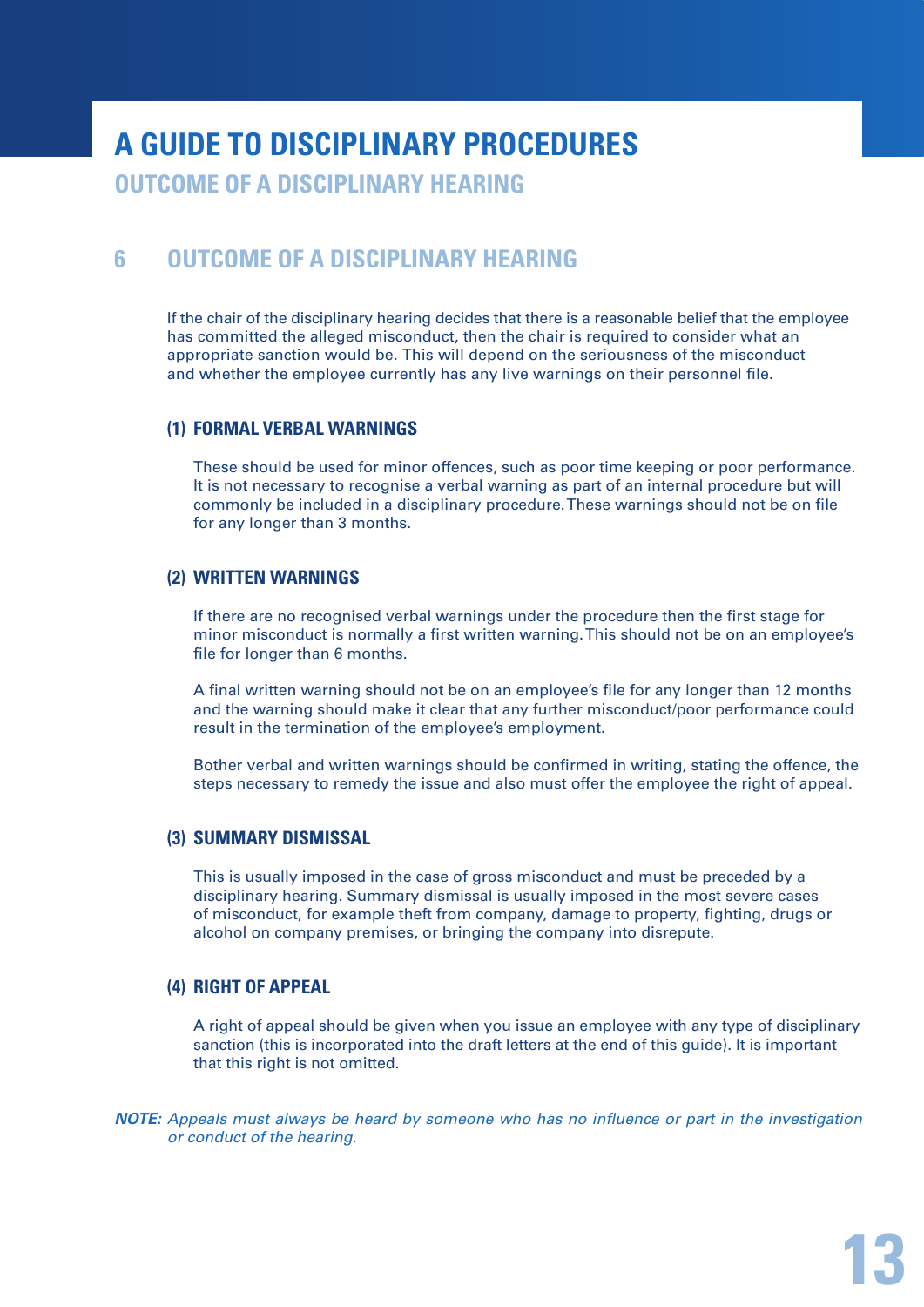# A GUIDE TO DISCIPLINARY PROCEDURES

## OUTCOME OF A DISCIPLINARY HEARING

## 6 OUTCOME OF A DISCIPLINARY HEARING

If the chair of the disciplinary hearing decides that there is a reasonable belief that the employee has committed the alleged misconduct, then the chair is required to consider what an appropriate sanction would be. This will depend on the seriousness of the misconduct and whether the employee currently has any live warnings on their personnel file.

### (1) FORMAL VERBAL WARNINGS

These should be used for minor offences, such as poor time keeping or poor performance. It is not necessary to recognise a verbal warning as part of an internal procedure but will commonly be included in a disciplinary procedure. These warnings should not be on file for any longer than 3 months.

### (2) WRITTEN WARNINGS

If there are no recognised verbal warnings under the procedure then the first stage for minor misconduct is normally a first written warning. This should not be on an employee's file for longer than 6 months.

A final written warning should not be on an employee's file for any longer than 12 months and the warning should make it clear that any further misconduct/poor performance could result in the termination of the employee's employment.

Bother verbal and written warnings should be confirmed in writing, stating the offence, the steps necessary to remedy the issue and also must offer the employee the right of appeal.

### (3) SUMMARY DISMISSAL

This is usually imposed in the case of gross misconduct and must be preceded by a disciplinary hearing. Summary dismissal is usually imposed in the most severe cases of misconduct, for example theft from company, damage to property, fighting, drugs or alcohol on company premises, or bringing the company into disrepute.

### (4) RIGHT OF APPEAL

A right of appeal should be given when you issue an employee with any type of disciplinary sanction (this is incorporated into the draft letters at the end of this guide). It is important that this right is not omitted.

***NOTE:*** *Appeals must always be heard by someone who has no influence or part in the investigation or conduct of the hearing.*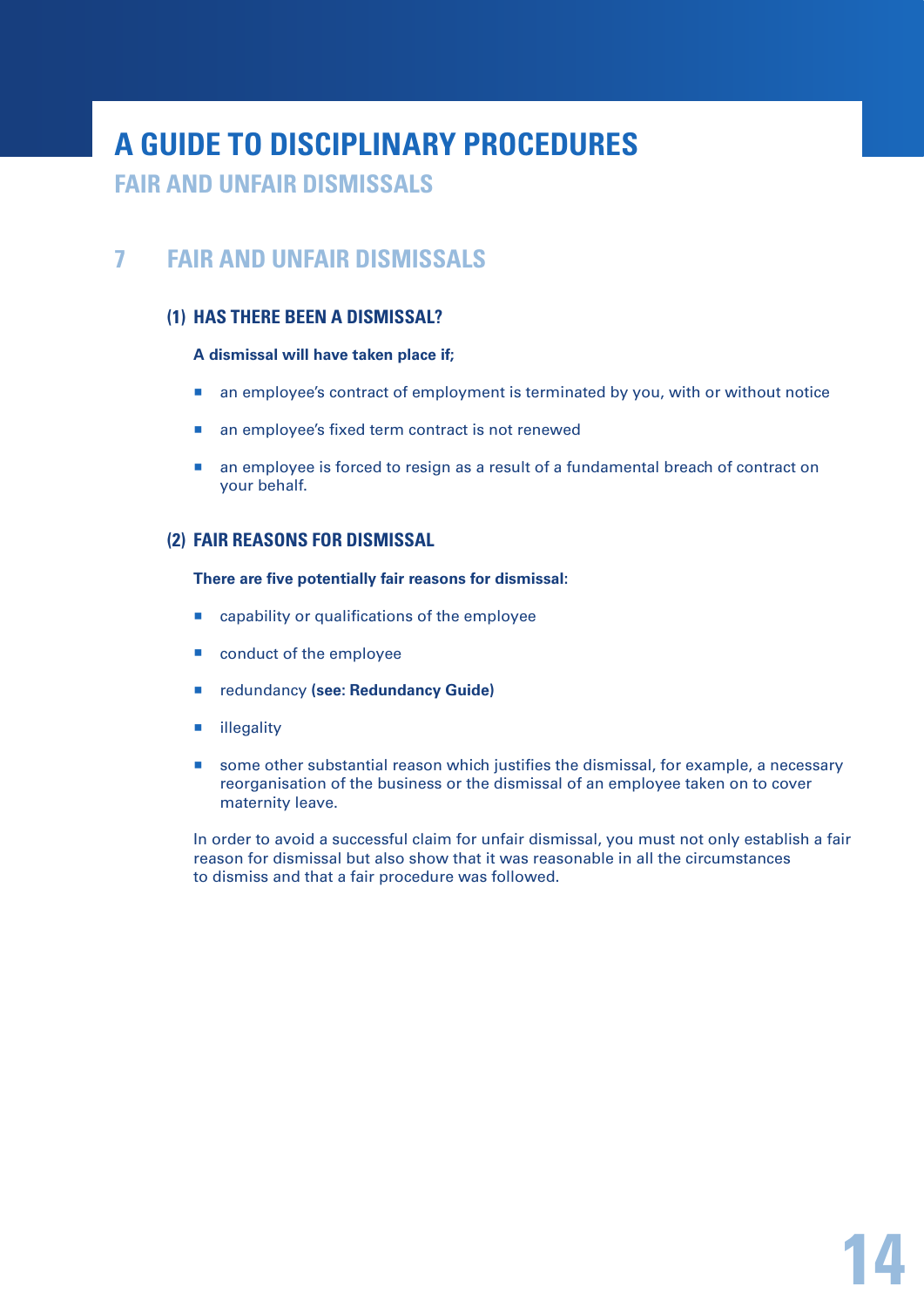## 7 FAIR AND UNFAIR DISMISSALS

### (1) HAS THERE BEEN A DISMISSAL?

**A dismissal will have taken place if;**

- an employee's contract of employment is terminated by you, with or without notice
- an employee's fixed term contract is not renewed
- an employee is forced to resign as a result of a fundamental breach of contract on your behalf.

### (2) FAIR REASONS FOR DISMISSAL

**There are five potentially fair reasons for dismissal**:

- capability or qualifications of the employee
- conduct of the employee
- redundancy **(see: Redundancy Guide)**
- illegality
- some other substantial reason which justifies the dismissal, for example, a necessary reorganisation of the business or the dismissal of an employee taken on to cover maternity leave.

In order to avoid a successful claim for unfair dismissal, you must not only establish a fair reason for dismissal but also show that it was reasonable in all the circumstances to dismiss and that a fair procedure was followed.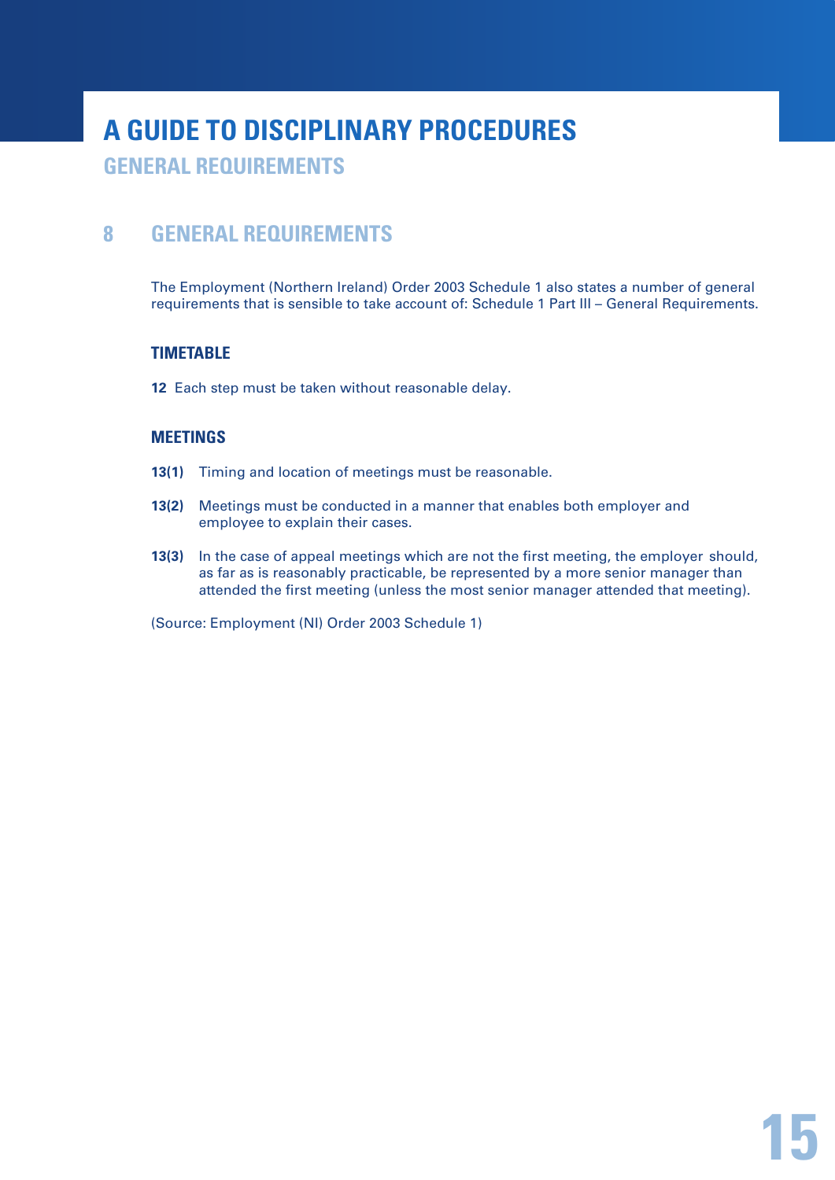## 8 GENERAL REQUIREMENTS

The Employment (Northern Ireland) Order 2003 Schedule 1 also states a number of general requirements that is sensible to take account of: Schedule 1 Part III – General Requirements.

### TIMETABLE

**12** Each step must be taken without reasonable delay.

### MEETINGS

**13(1)** Timing and location of meetings must be reasonable.

**13(2)** Meetings must be conducted in a manner that enables both employer and employee to explain their cases.

**13(3)** In the case of appeal meetings which are not the first meeting, the employer should, as far as is reasonably practicable, be represented by a more senior manager than attended the first meeting (unless the most senior manager attended that meeting).

(Source: Employment (NI) Order 2003 Schedule 1)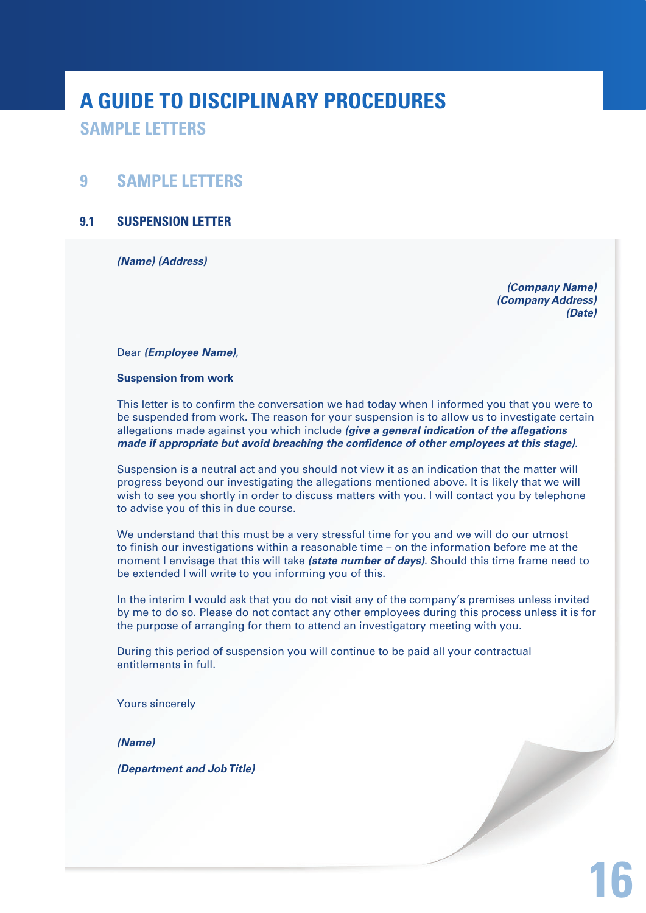# 9 SAMPLE LETTERS

## 9.1 SUSPENSION LETTER

***(Name) (Address)***

***(Company Name)***
***(Company Address)***
***(Date)***

Dear ***(Employee Name)***,

**Suspension from work**

This letter is to confirm the conversation we had today when I informed you that you were to be suspended from work. The reason for your suspension is to allow us to investigate certain allegations made against you which include ***(give a general indication of the allegations made if appropriate but avoid breaching the confidence of other employees at this stage)***.

Suspension is a neutral act and you should not view it as an indication that the matter will progress beyond our investigating the allegations mentioned above. It is likely that we will wish to see you shortly in order to discuss matters with you. I will contact you by telephone to advise you of this in due course.

We understand that this must be a very stressful time for you and we will do our utmost to finish our investigations within a reasonable time – on the information before me at the moment I envisage that this will take ***(state number of days)***. Should this time frame need to be extended I will write to you informing you of this.

In the interim I would ask that you do not visit any of the company's premises unless invited by me to do so. Please do not contact any other employees during this process unless it is for the purpose of arranging for them to attend an investigatory meeting with you.

During this period of suspension you will continue to be paid all your contractual entitlements in full.

Yours sincerely

***(Name)***

***(Department and Job Title)***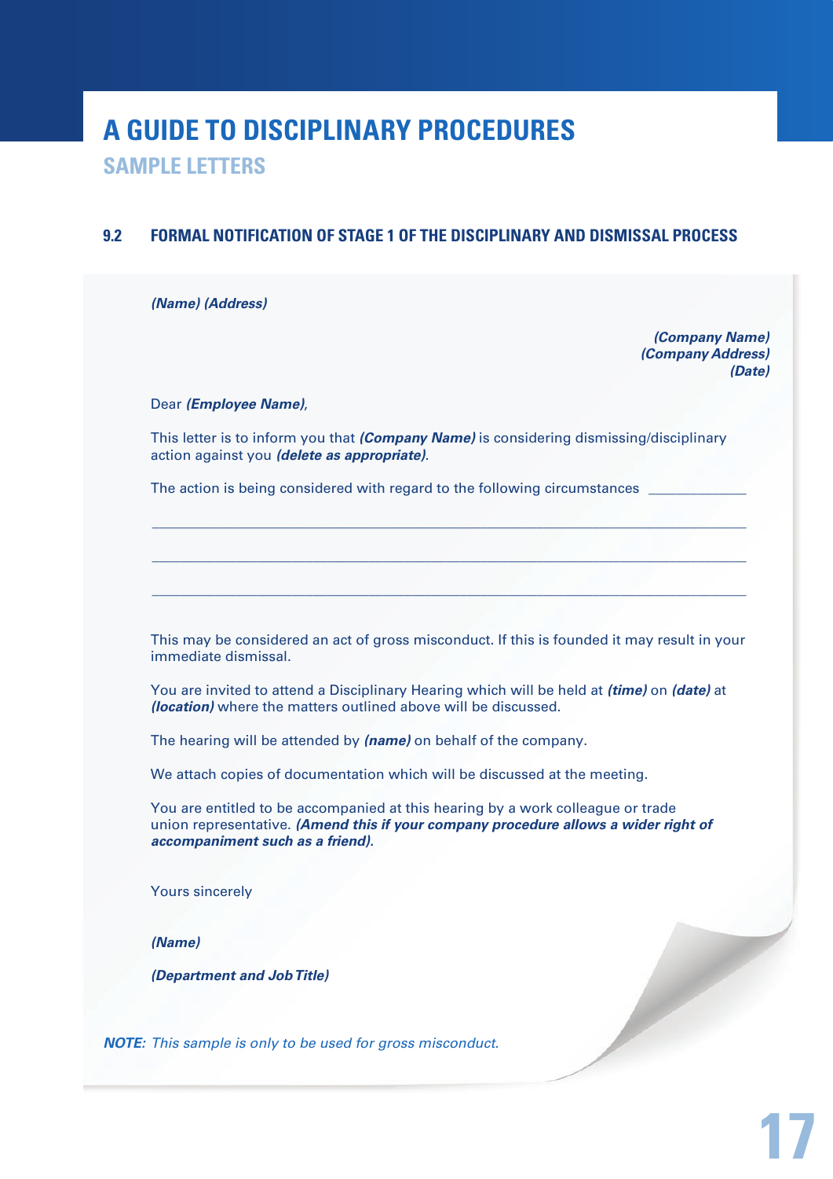# A GUIDE TO DISCIPLINARY PROCEDURES

## SAMPLE LETTERS

### 9.2 FORMAL NOTIFICATION OF STAGE 1 OF THE DISCIPLINARY AND DISMISSAL PROCESS

***(Name) (Address)***

***(Company Name)***
***(Company Address)***
***(Date)***

Dear ***(Employee Name)***,

This letter is to inform you that ***(Company Name)*** is considering dismissing/disciplinary action against you ***(delete as appropriate)***.

The action is being considered with regard to the following circumstances ____________

______________________________________________________________________________

______________________________________________________________________________

______________________________________________________________________________

This may be considered an act of gross misconduct. If this is founded it may result in your immediate dismissal.

You are invited to attend a Disciplinary Hearing which will be held at ***(time)*** on ***(date)*** at ***(location)*** where the matters outlined above will be discussed.

The hearing will be attended by ***(name)*** on behalf of the company.

We attach copies of documentation which will be discussed at the meeting.

You are entitled to be accompanied at this hearing by a work colleague or trade union representative. ***(Amend this if your company procedure allows a wider right of accompaniment such as a friend).***

Yours sincerely

***(Name)***

***(Department and Job Title)***

***NOTE:*** *This sample is only to be used for gross misconduct.*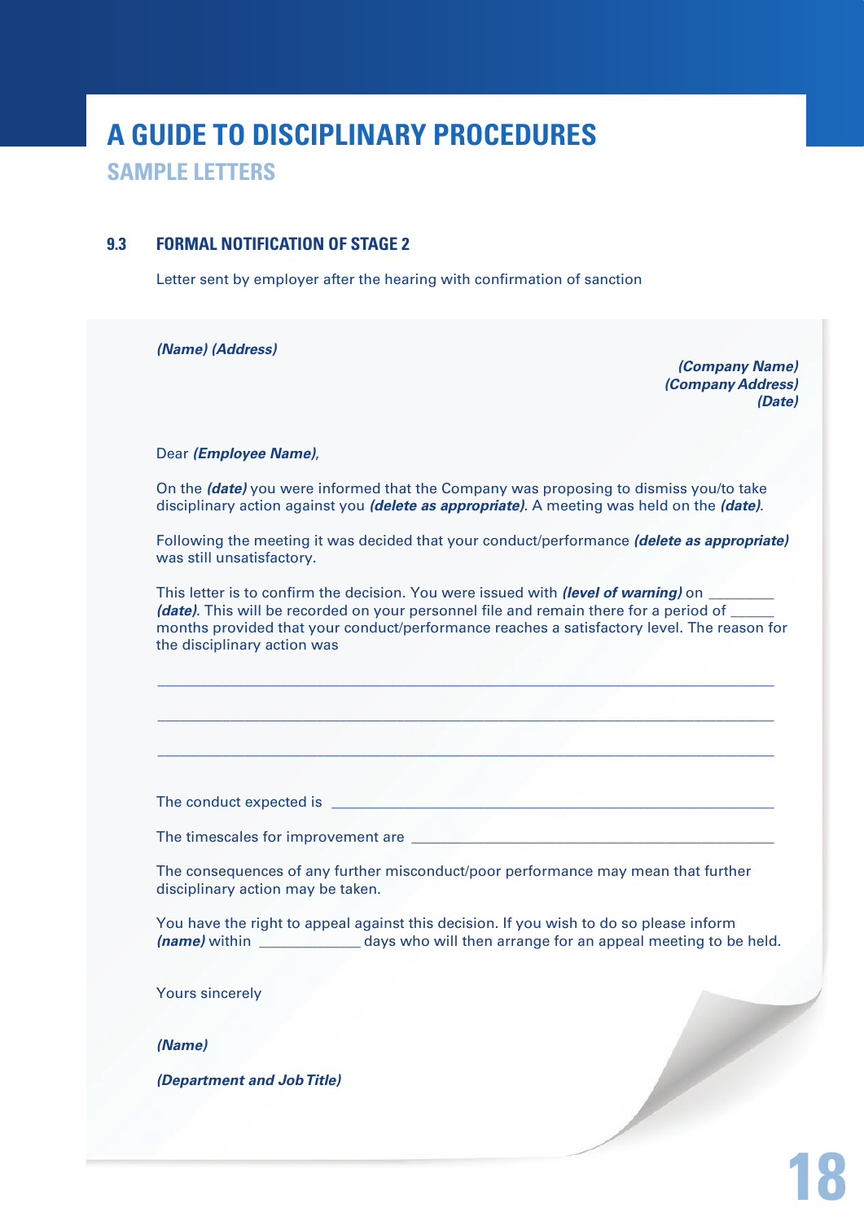# A GUIDE TO DISCIPLINARY PROCEDURES

## SAMPLE LETTERS

### 9.3 FORMAL NOTIFICATION OF STAGE 2

Letter sent by employer after the hearing with confirmation of sanction

***(Name) (Address)***

***(Company Name)***
***(Company Address)***
***(Date)***

Dear ***(Employee Name)***,

On the ***(date)*** you were informed that the Company was proposing to dismiss you/to take disciplinary action against you ***(delete as appropriate)***. A meeting was held on the ***(date)***.

Following the meeting it was decided that your conduct/performance ***(delete as appropriate)*** was still unsatisfactory.

This letter is to confirm the decision. You were issued with ***(level of warning)*** on ________ ***(date)***. This will be recorded on your personnel file and remain there for a period of ______ months provided that your conduct/performance reaches a satisfactory level. The reason for the disciplinary action was

_______________________________________________________________________________

_______________________________________________________________________________

_______________________________________________________________________________

The conduct expected is ________________________________________________________

The timescales for improvement are ______________________________________________

The consequences of any further misconduct/poor performance may mean that further disciplinary action may be taken.

You have the right to appeal against this decision. If you wish to do so please inform ***(name)*** within _____________ days who will then arrange for an appeal meeting to be held.

Yours sincerely

***(Name)***

***(Department and Job Title)***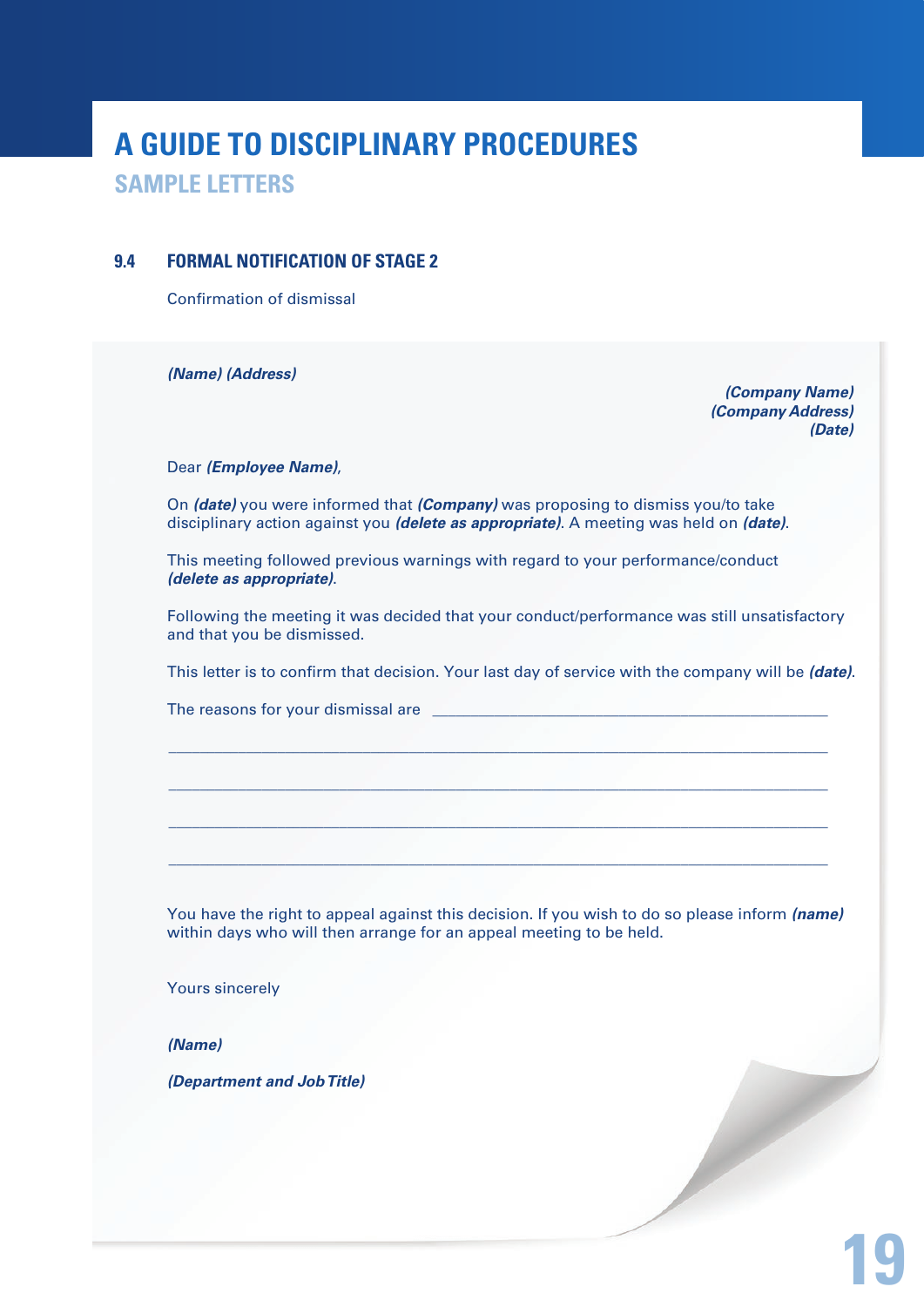# A GUIDE TO DISCIPLINARY PROCEDURES

## SAMPLE LETTERS

### 9.4 FORMAL NOTIFICATION OF STAGE 2

Confirmation of dismissal

***(Name) (Address)***

***(Company Name)***
***(Company Address)***
***(Date)***

Dear ***(Employee Name),***

On ***(date)*** you were informed that ***(Company)*** was proposing to dismiss you/to take disciplinary action against you ***(delete as appropriate)***. A meeting was held on ***(date)***.

This meeting followed previous warnings with regard to your performance/conduct ***(delete as appropriate)***.

Following the meeting it was decided that your conduct/performance was still unsatisfactory and that you be dismissed.

This letter is to confirm that decision. Your last day of service with the company will be ***(date)***.

The reasons for your dismissal are ___________________________________________

______________________________________________________________________

______________________________________________________________________

______________________________________________________________________

______________________________________________________________________

You have the right to appeal against this decision. If you wish to do so please inform ***(name)*** within days who will then arrange for an appeal meeting to be held.

Yours sincerely

***(Name)***

***(Department and Job Title)***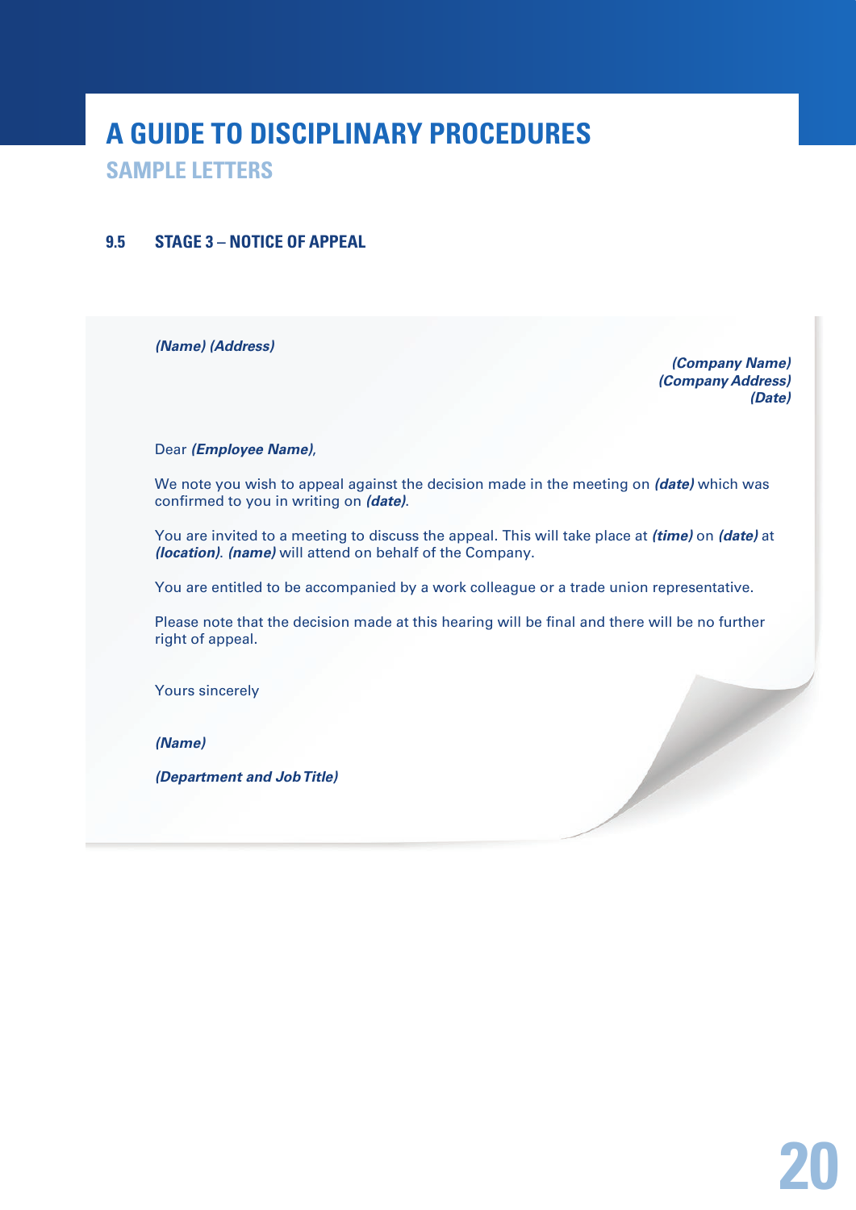# A GUIDE TO DISCIPLINARY PROCEDURES

## SAMPLE LETTERS

### 9.5 STAGE 3 – NOTICE OF APPEAL

***(Name) (Address)***

***(Company Name)***
***(Company Address)***
***(Date)***

Dear ***(Employee Name)***,

We note you wish to appeal against the decision made in the meeting on ***(date)*** which was confirmed to you in writing on ***(date)***.

You are invited to a meeting to discuss the appeal. This will take place at ***(time)*** on ***(date)*** at ***(location)***. ***(name)*** will attend on behalf of the Company.

You are entitled to be accompanied by a work colleague or a trade union representative.

Please note that the decision made at this hearing will be final and there will be no further right of appeal.

Yours sincerely

***(Name)***

***(Department and Job Title)***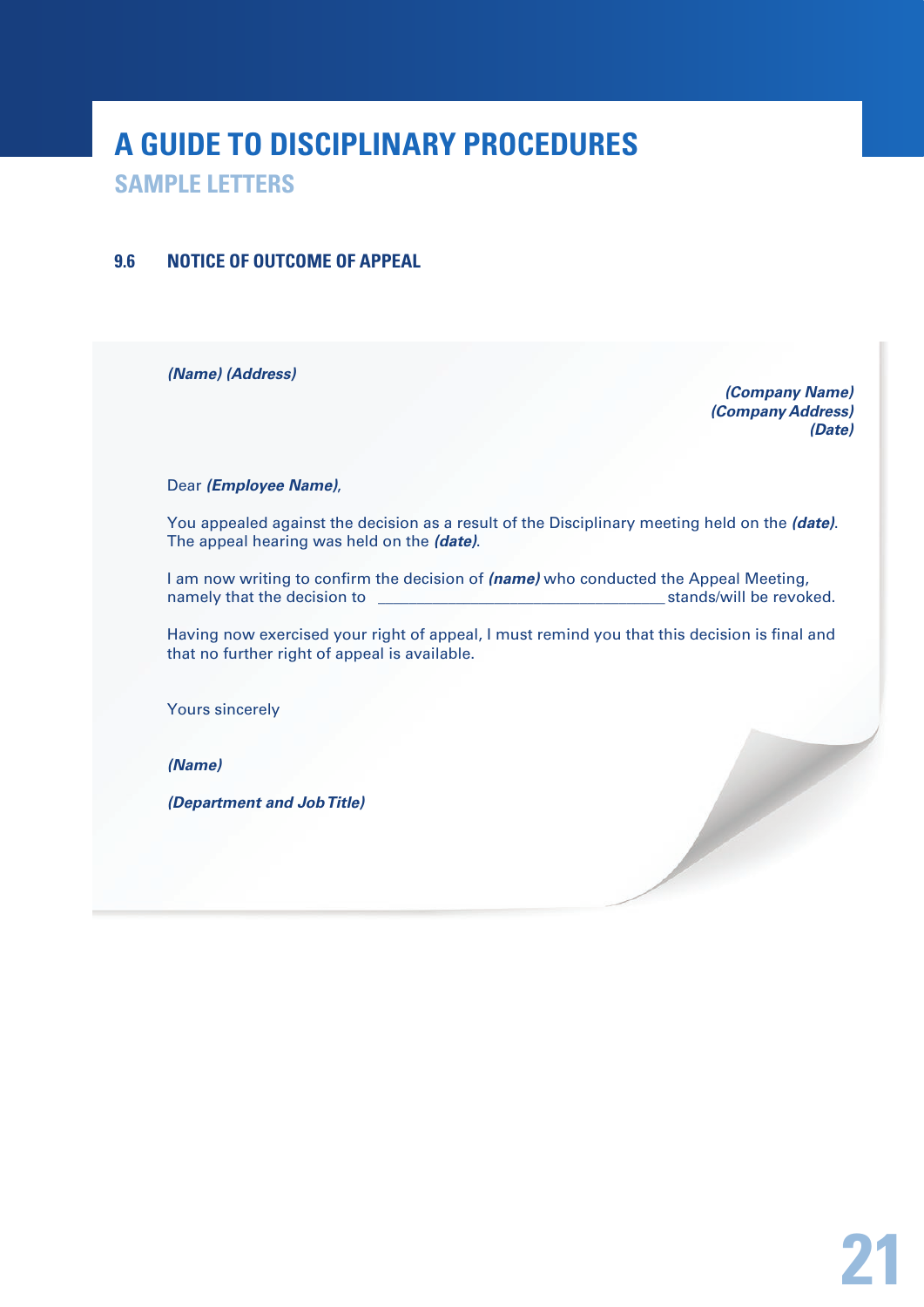# A GUIDE TO DISCIPLINARY PROCEDURES

## SAMPLE LETTERS

### 9.6 NOTICE OF OUTCOME OF APPEAL

***(Name) (Address)***

***(Company Name)***
***(Company Address)***
***(Date)***

Dear ***(Employee Name)***,

You appealed against the decision as a result of the Disciplinary meeting held on the ***(date)***. The appeal hearing was held on the ***(date)***.

I am now writing to confirm the decision of ***(name)*** who conducted the Appeal Meeting, namely that the decision to \_\_\_\_\_\_\_\_\_\_\_\_\_\_\_\_\_\_\_\_\_\_\_\_\_\_\_\_\_\_\_\_\_\_ stands/will be revoked.

Having now exercised your right of appeal, I must remind you that this decision is final and that no further right of appeal is available.

Yours sincerely

***(Name)***

***(Department and Job Title)***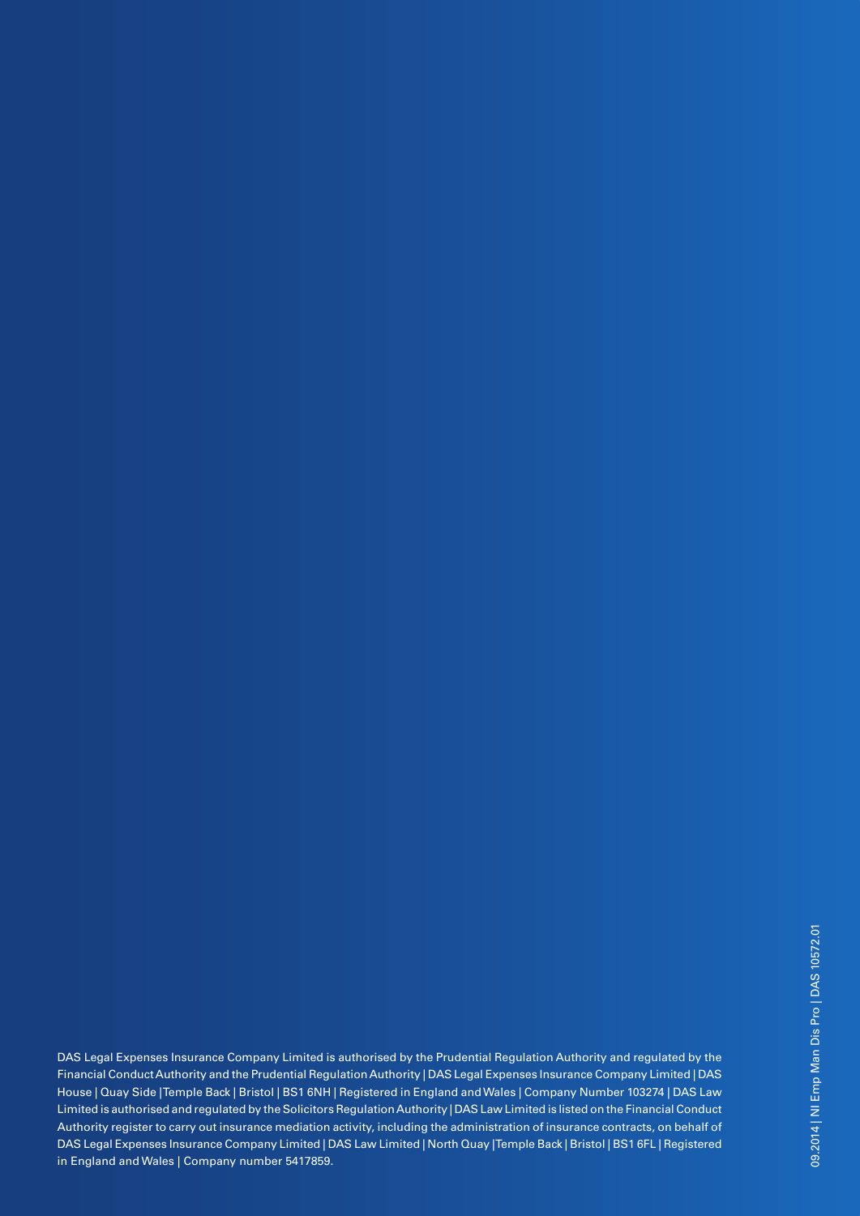DAS Legal Expenses Insurance Company Limited is authorised by the Prudential Regulation Authority and regulated by the Financial Conduct Authority and the Prudential Regulation Authority | DAS Legal Expenses Insurance Company Limited | DAS House | Quay Side |Temple Back | Bristol | BS1 6NH | Registered in England and Wales | Company Number 103274 | DAS Law Limited is authorised and regulated by the Solicitors Regulation Authority | DAS Law Limited is listed on the Financial Conduct Authority register to carry out insurance mediation activity, including the administration of insurance contracts, on behalf of DAS Legal Expenses Insurance Company Limited | DAS Law Limited | North Quay |Temple Back | Bristol | BS1 6FL | Registered in England and Wales | Company number 5417859.

09.2014 | NI Emp Man Dis Pro | DAS 10572.01